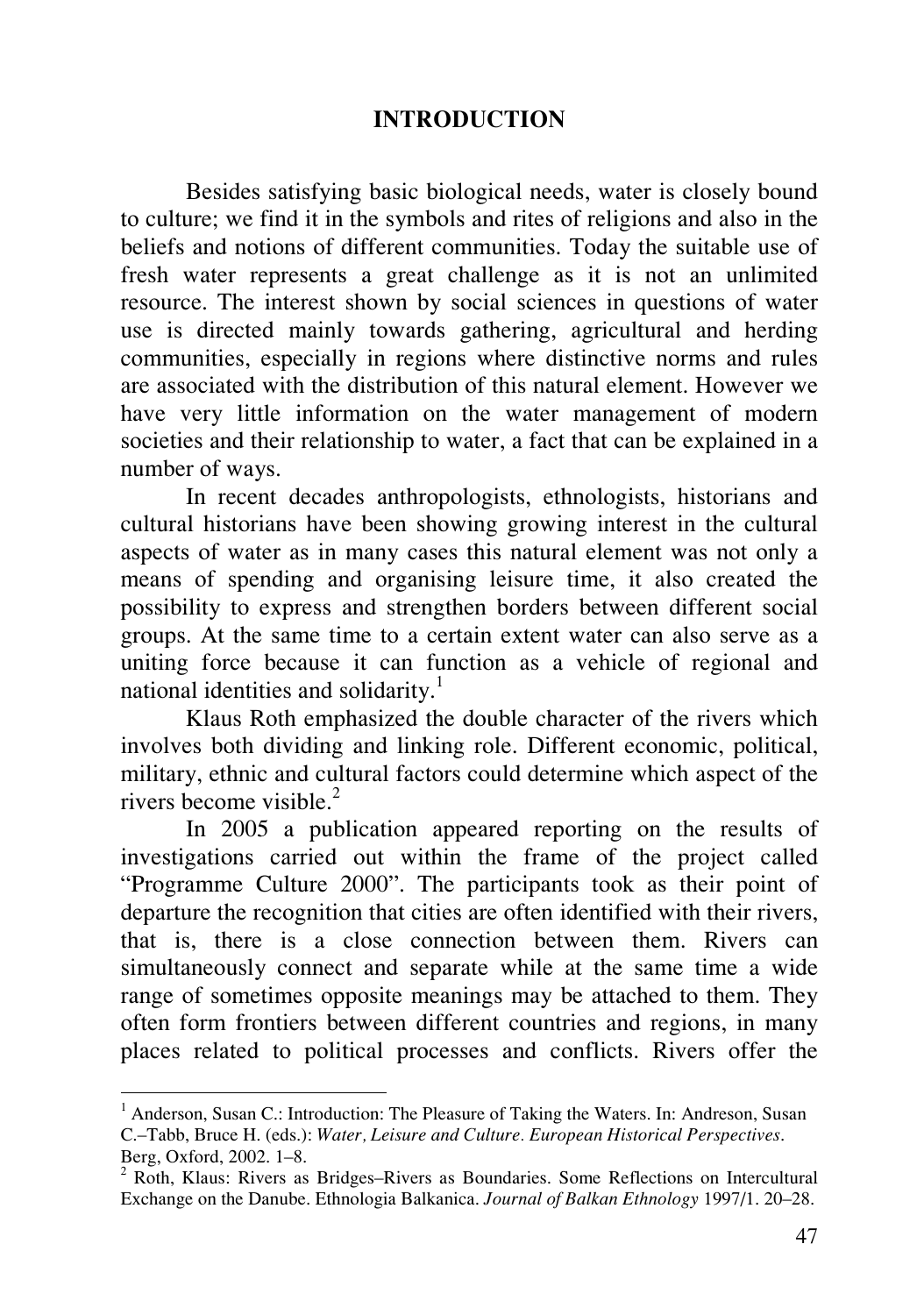# INTRODUCTION

Besides satisfying basic biological needs, water is closely bound to culture; we find it in the symbols and rites of religions and also in the beliefs and notions of different communities. Today the suitable use of fresh water represents a great challenge as it is not an unlimited resource. The interest shown by social sciences in questions of water use is directed mainly towards gathering, agricultural and herding communities, especially in regions where distinctive norms and rules are associated with the distribution of this natural element. However we have very little information on the water management of modern societies and their relationship to water, a fact that can be explained in a number of ways.

In recent decades anthropologists, ethnologists, historians and cultural historians have been showing growing interest in the cultural aspects of water as in many cases this natural element was not only a means of spending and organising leisure time, it also created the possibility to express and strengthen borders between different social groups. At the same time to a certain extent water can also serve as a uniting force because it can function as a vehicle of regional and national identities and solidarity.[1]

Klaus Roth emphasized the double character of the rivers which involves both dividing and linking role. Different economic, political, military, ethnic and cultural factors could determine which aspect of the rivers become visible.[2]

In 2005 a publication appeared reporting on the results of investigations carried out within the frame of the project called "Programme Culture 2000". The participants took as their point of departure the recognition that cities are often identified with their rivers, that is, there is a close connection between them. Rivers can simultaneously connect and separate while at the same time a wide range of sometimes opposite meanings may be attached to them. They often form frontiers between different countries and regions, in many places related to political processes and conflicts. Rivers offer the

---

[1] Anderson, Susan C.: Introduction: The Pleasure of Taking the Waters. In: Andreson, Susan C.–Tabb, Bruce H. (eds.): *Water, Leisure and Culture. European Historical Perspectives*. Berg, Oxford, 2002. 1–8.

[2] Roth, Klaus: Rivers as Bridges–Rivers as Boundaries. Some Reflections on Intercultural Exchange on the Danube. Ethnologia Balkanica. *Journal of Balkan Ethnology* 1997/1. 20–28.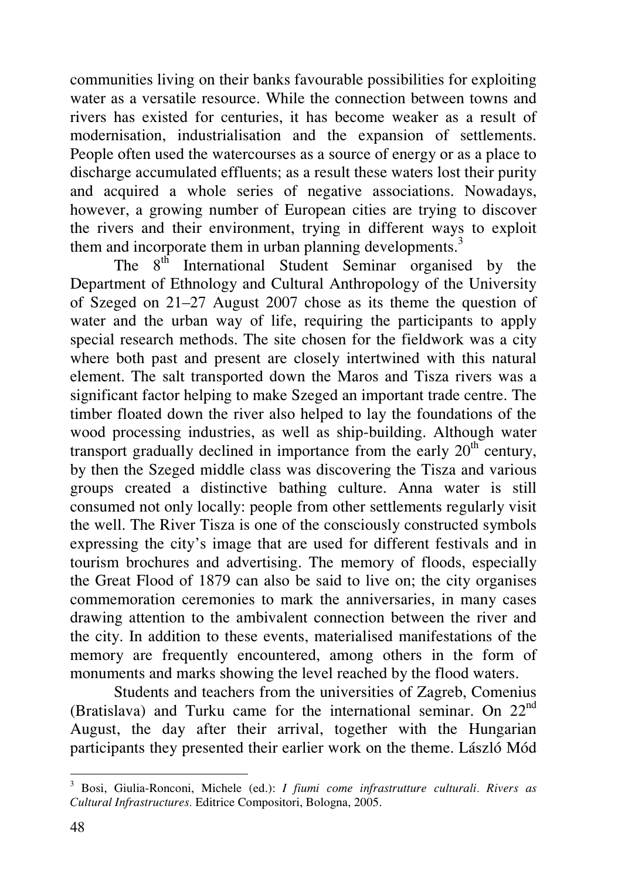communities living on their banks favourable possibilities for exploiting water as a versatile resource. While the connection between towns and rivers has existed for centuries, it has become weaker as a result of modernisation, industrialisation and the expansion of settlements. People often used the watercourses as a source of energy or as a place to discharge accumulated effluents; as a result these waters lost their purity and acquired a whole series of negative associations. Nowadays, however, a growing number of European cities are trying to discover the rivers and their environment, trying in different ways to exploit them and incorporate them in urban planning developments.[3]

The 8th International Student Seminar organised by the Department of Ethnology and Cultural Anthropology of the University of Szeged on 21–27 August 2007 chose as its theme the question of water and the urban way of life, requiring the participants to apply special research methods. The site chosen for the fieldwork was a city where both past and present are closely intertwined with this natural element. The salt transported down the Maros and Tisza rivers was a significant factor helping to make Szeged an important trade centre. The timber floated down the river also helped to lay the foundations of the wood processing industries, as well as ship-building. Although water transport gradually declined in importance from the early 20th century, by then the Szeged middle class was discovering the Tisza and various groups created a distinctive bathing culture. Anna water is still consumed not only locally: people from other settlements regularly visit the well. The River Tisza is one of the consciously constructed symbols expressing the city's image that are used for different festivals and in tourism brochures and advertising. The memory of floods, especially the Great Flood of 1879 can also be said to live on; the city organises commemoration ceremonies to mark the anniversaries, in many cases drawing attention to the ambivalent connection between the river and the city. In addition to these events, materialised manifestations of the memory are frequently encountered, among others in the form of monuments and marks showing the level reached by the flood waters.

Students and teachers from the universities of Zagreb, Comenius (Bratislava) and Turku came for the international seminar. On 22nd August, the day after their arrival, together with the Hungarian participants they presented their earlier work on the theme. László Mód

---

[3] Bosi, Giulia-Ronconi, Michele (ed.): *I fiumi come infrastrutture culturali. Rivers as Cultural Infrastructures*. Editrice Compositori, Bologna, 2005.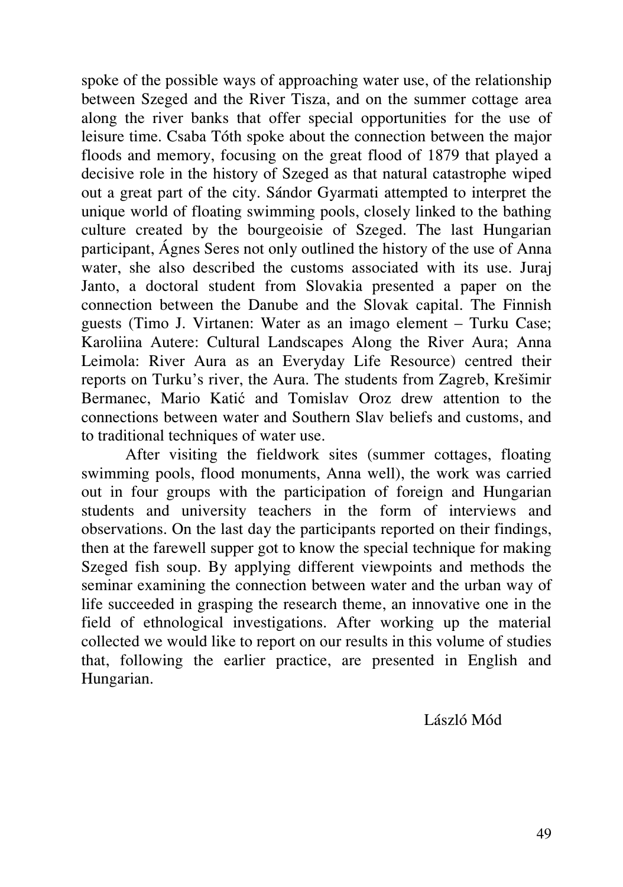spoke of the possible ways of approaching water use, of the relationship between Szeged and the River Tisza, and on the summer cottage area along the river banks that offer special opportunities for the use of leisure time. Csaba Tóth spoke about the connection between the major floods and memory, focusing on the great flood of 1879 that played a decisive role in the history of Szeged as that natural catastrophe wiped out a great part of the city. Sándor Gyarmati attempted to interpret the unique world of floating swimming pools, closely linked to the bathing culture created by the bourgeoisie of Szeged. The last Hungarian participant, Ágnes Seres not only outlined the history of the use of Anna water, she also described the customs associated with its use. Juraj Janto, a doctoral student from Slovakia presented a paper on the connection between the Danube and the Slovak capital. The Finnish guests (Timo J. Virtanen: Water as an imago element – Turku Case; Karoliina Autere: Cultural Landscapes Along the River Aura; Anna Leimola: River Aura as an Everyday Life Resource) centred their reports on Turku's river, the Aura. The students from Zagreb, Krešimir Bermanec, Mario Katić and Tomislav Oroz drew attention to the connections between water and Southern Slav beliefs and customs, and to traditional techniques of water use.

After visiting the fieldwork sites (summer cottages, floating swimming pools, flood monuments, Anna well), the work was carried out in four groups with the participation of foreign and Hungarian students and university teachers in the form of interviews and observations. On the last day the participants reported on their findings, then at the farewell supper got to know the special technique for making Szeged fish soup. By applying different viewpoints and methods the seminar examining the connection between water and the urban way of life succeeded in grasping the research theme, an innovative one in the field of ethnological investigations. After working up the material collected we would like to report on our results in this volume of studies that, following the earlier practice, are presented in English and Hungarian.

László Mód